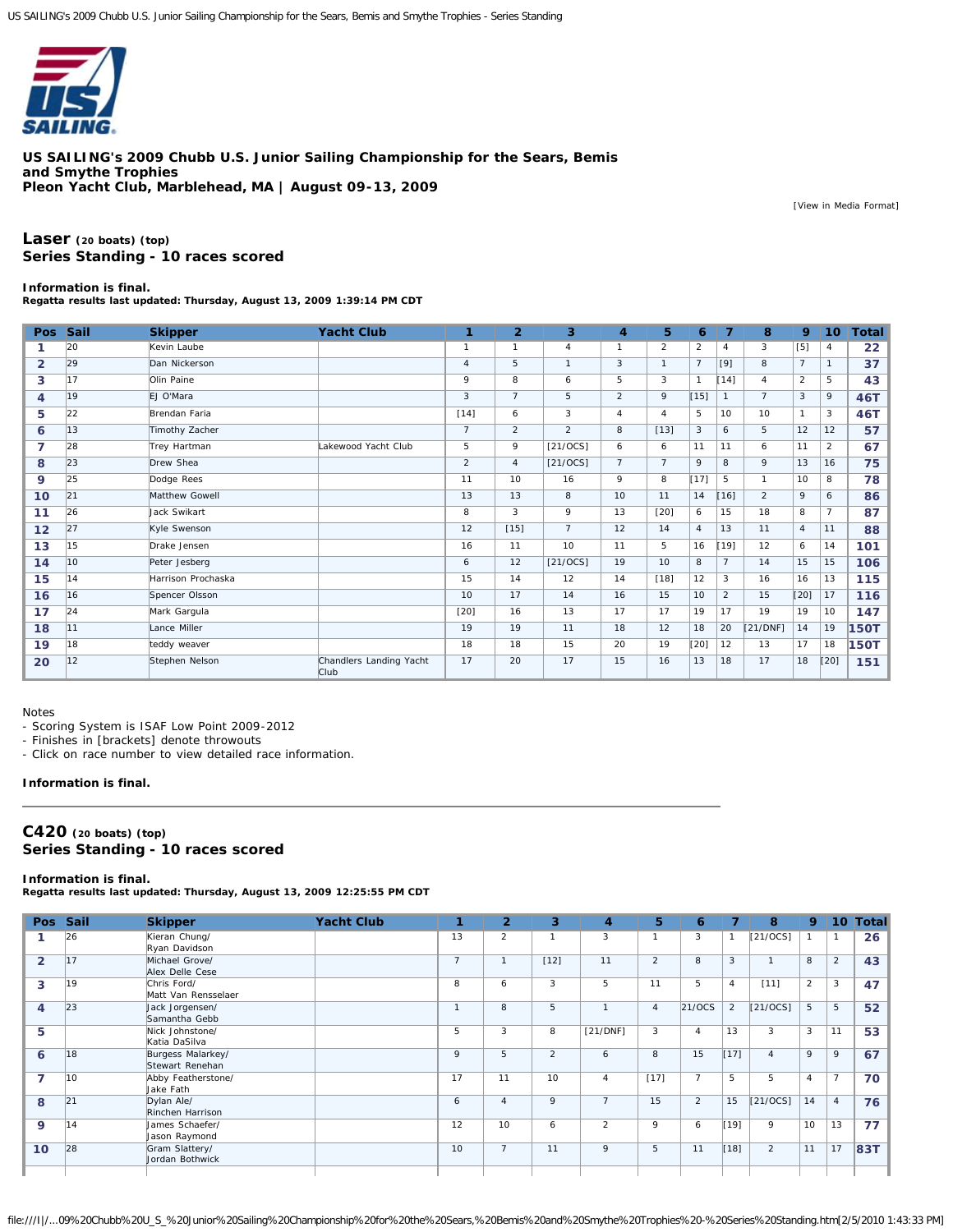# US SAILING's 2009 Chubb U.S. Junior Sailing Championship for the Sears, Bemis and Smythe Trophies
## Pleon Yacht Club, Marblehead, MA | August 09-13, 2009

[View in Media Format]

## Laser (20 boats) (top)
### Series Standing - 10 races scored

**Information is final.**
**Regatta results last updated: Thursday, August 13, 2009 1:39:14 PM CDT**

| Pos | Sail | Skipper | Yacht Club | 1 | 2 | 3 | 4 | 5 | 6 | 7 | 8 | 9 | 10 | Total |
|---|---|---|---|---|---|---|---|---|---|---|---|---|---|---|
| 1 | 20 | Kevin Laube | | 1 | 1 | 4 | 1 | 2 | 2 | 4 | 3 | [5] | 4 | 22 |
| 2 | 29 | Dan Nickerson | | 4 | 5 | 1 | 3 | 1 | 7 | [9] | 8 | 7 | 1 | 37 |
| 3 | 17 | Olin Paine | | 9 | 8 | 6 | 5 | 3 | 1 | [14] | 4 | 2 | 5 | 43 |
| 4 | 19 | EJ O'Mara | | 3 | 7 | 5 | 2 | 9 | [15] | 1 | 7 | 3 | 9 | 46T |
| 5 | 22 | Brendan Faria | | [14] | 6 | 3 | 4 | 4 | 5 | 10 | 10 | 1 | 3 | 46T |
| 6 | 13 | Timothy Zacher | | 7 | 2 | 2 | 8 | [13] | 3 | 6 | 5 | 12 | 12 | 57 |
| 7 | 28 | Trey Hartman | Lakewood Yacht Club | 5 | 9 | [21/OCS] | 6 | 6 | 11 | 11 | 6 | 11 | 2 | 67 |
| 8 | 23 | Drew Shea | | 2 | 4 | [21/OCS] | 7 | 7 | 9 | 8 | 9 | 13 | 16 | 75 |
| 9 | 25 | Dodge Rees | | 11 | 10 | 16 | 9 | 8 | [17] | 5 | 1 | 10 | 8 | 78 |
| 10 | 21 | Matthew Gowell | | 13 | 13 | 8 | 10 | 11 | 14 | [16] | 2 | 9 | 6 | 86 |
| 11 | 26 | Jack Swikart | | 8 | 3 | 9 | 13 | [20] | 6 | 15 | 18 | 8 | 7 | 87 |
| 12 | 27 | Kyle Swenson | | 12 | [15] | 7 | 12 | 14 | 4 | 13 | 11 | 4 | 11 | 88 |
| 13 | 15 | Drake Jensen | | 16 | 11 | 10 | 11 | 5 | 16 | [19] | 12 | 6 | 14 | 101 |
| 14 | 10 | Peter Jesberg | | 6 | 12 | [21/OCS] | 19 | 10 | 8 | 7 | 14 | 15 | 15 | 106 |
| 15 | 14 | Harrison Prochaska | | 15 | 14 | 12 | 14 | [18] | 12 | 3 | 16 | 16 | 13 | 115 |
| 16 | 16 | Spencer Olsson | | 10 | 17 | 14 | 16 | 15 | 10 | 2 | 15 | [20] | 17 | 116 |
| 17 | 24 | Mark Gargula | | [20] | 16 | 13 | 17 | 17 | 19 | 17 | 19 | 19 | 10 | 147 |
| 18 | 11 | Lance Miller | | 19 | 19 | 11 | 18 | 12 | 18 | 20 | [21/DNF] | 14 | 19 | 150T |
| 19 | 18 | teddy weaver | | 18 | 18 | 15 | 20 | 19 | [20] | 12 | 13 | 17 | 18 | 150T |
| 20 | 12 | Stephen Nelson | Chandlers Landing Yacht Club | 17 | 20 | 17 | 15 | 16 | 13 | 18 | 17 | 18 | [20] | 151 |

Notes
- Scoring System is ISAF Low Point 2009-2012
- Finishes in [brackets] denote throwouts
- Click on race number to view detailed race information.

**Information is final.**

---

## C420 (20 boats) (top)
### Series Standing - 10 races scored

**Information is final.**
**Regatta results last updated: Thursday, August 13, 2009 12:25:55 PM CDT**

| Pos | Sail | Skipper | Yacht Club | 1 | 2 | 3 | 4 | 5 | 6 | 7 | 8 | 9 | 10 | Total |
|---|---|---|---|---|---|---|---|---|---|---|---|---|---|---|
| 1 | 26 | Kieran Chung/ Ryan Davidson | | 13 | 2 | 1 | 3 | 1 | 3 | 1 | [21/OCS] | 1 | 1 | 26 |
| 2 | 17 | Michael Grove/ Alex Delle Cese | | 7 | 1 | [12] | 11 | 2 | 8 | 3 | 1 | 8 | 2 | 43 |
| 3 | 19 | Chris Ford/ Matt Van Rensselaer | | 8 | 6 | 3 | 5 | 11 | 5 | 4 | [11] | 2 | 3 | 47 |
| 4 | 23 | Jack Jorgensen/ Samantha Gebb | | 1 | 8 | 5 | 1 | 4 | 21/OCS | 2 | [21/OCS] | 5 | 5 | 52 |
| 5 | | Nick Johnstone/ Katia DaSilva | | 5 | 3 | 8 | [21/DNF] | 3 | 4 | 13 | 3 | 3 | 11 | 53 |
| 6 | 18 | Burgess Malarkey/ Stewart Renehan | | 9 | 5 | 2 | 6 | 8 | 15 | [17] | 4 | 9 | 9 | 67 |
| 7 | 10 | Abby Featherstone/ Jake Fath | | 17 | 11 | 10 | 4 | [17] | 7 | 5 | 5 | 4 | 7 | 70 |
| 8 | 21 | Dylan Ale/ Rinchen Harrison | | 6 | 4 | 9 | 7 | 15 | 2 | 15 | [21/OCS] | 14 | 4 | 76 |
| 9 | 14 | James Schaefer/ Jason Raymond | | 12 | 10 | 6 | 2 | 9 | 6 | [19] | 9 | 10 | 13 | 77 |
| 10 | 28 | Gram Slattery/ Jordan Bothwick | | 10 | 7 | 11 | 9 | 5 | 11 | [18] | 2 | 11 | 17 | 83T |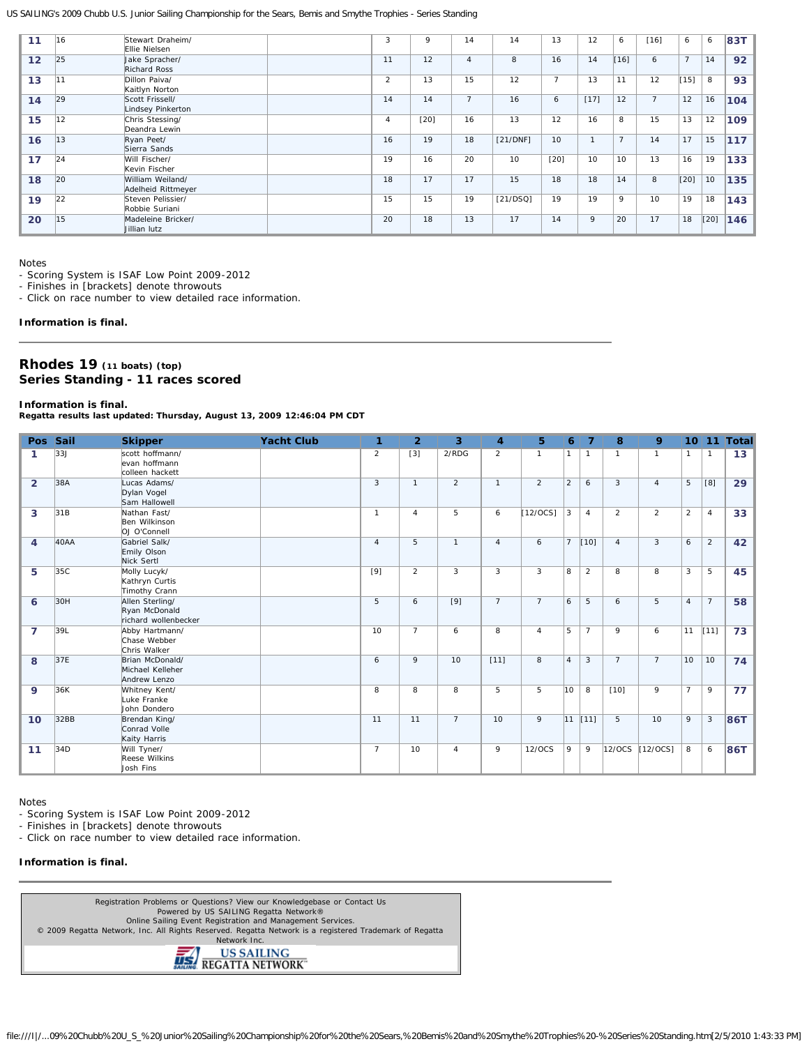| | | | | | | | | | | | | | | | | |
|---|---|---|---|---|---|---|---|---|---|---|---|---|---|---|---|---|
| 11 | 16 | Stewart Draheim/ Ellie Nielsen | | 3 | 9 | 14 | 14 | 13 | 12 | 6 | [16] | 6 | 6 | 83T |
| 12 | 25 | Jake Spracher/ Richard Ross | | 11 | 12 | 4 | 8 | 16 | 14 | [16] | 6 | 7 | 14 | 92 |
| 13 | 11 | Dillon Paiva/ Kaitlyn Norton | | 2 | 13 | 15 | 12 | 7 | 13 | 11 | 12 | [15] | 8 | 93 |
| 14 | 29 | Scott Frissell/ Lindsey Pinkerton | | 14 | 14 | 7 | 16 | 6 | [17] | 12 | 7 | 12 | 16 | 104 |
| 15 | 12 | Chris Stessing/ Deandra Lewin | | 4 | [20] | 16 | 13 | 12 | 16 | 8 | 15 | 13 | 12 | 109 |
| 16 | 13 | Ryan Peet/ Sierra Sands | | 16 | 19 | 18 | [21/DNF] | 10 | 1 | 7 | 14 | 17 | 15 | 117 |
| 17 | 24 | Will Fischer/ Kevin Fischer | | 19 | 16 | 20 | 10 | [20] | 10 | 10 | 13 | 16 | 19 | 133 |
| 18 | 20 | William Weiland/ Adelheid Rittmeyer | | 18 | 17 | 17 | 15 | 18 | 18 | 14 | 8 | [20] | 10 | 135 |
| 19 | 22 | Steven Pelissier/ Robbie Suriani | | 15 | 15 | 19 | [21/DSQ] | 19 | 19 | 9 | 10 | 19 | 18 | 143 |
| 20 | 15 | Madeleine Bricker/ Jillian lutz | | 20 | 18 | 13 | 17 | 14 | 9 | 20 | 17 | 18 | [20] | 146 |

Notes
- Scoring System is ISAF Low Point 2009-2012
- Finishes in [brackets] denote throwouts
- Click on race number to view detailed race information.

**Information is final.**

## Rhodes 19 (11 boats) (top)
## Series Standing - 11 races scored

**Information is final.**
**Regatta results last updated: Thursday, August 13, 2009 12:46:04 PM CDT**

| Pos | Sail | Skipper | Yacht Club | 1 | 2 | 3 | 4 | 5 | 6 | 7 | 8 | 9 | 10 | 11 | Total |
|---|---|---|---|---|---|---|---|---|---|---|---|---|---|---|---|
| 1 | 33J | scott hoffmann/ evan hoffmann colleen hackett | | 2 | [3] | 2/RDG | 2 | 1 | 1 | 1 | 1 | 1 | 1 | 1 | 13 |
| 2 | 38A | Lucas Adams/ Dylan Vogel Sam Hallowell | | 3 | 1 | 2 | 1 | 2 | 2 | 6 | 3 | 4 | 5 | [8] | 29 |
| 3 | 31B | Nathan Fast/ Ben Wilkinson OJ O'Connell | | 1 | 4 | 5 | 6 | [12/OCS] | 3 | 4 | 2 | 2 | 2 | 4 | 33 |
| 4 | 40AA | Gabriel Salk/ Emily Olson Nick Sertl | | 4 | 5 | 1 | 4 | 6 | 7 | [10] | 4 | 3 | 6 | 2 | 42 |
| 5 | 35C | Molly Lucyk/ Kathryn Curtis Timothy Crann | | [9] | 2 | 3 | 3 | 3 | 8 | 2 | 8 | 8 | 3 | 5 | 45 |
| 6 | 30H | Allen Sterling/ Ryan McDonald richard wollenbecker | | 5 | 6 | [9] | 7 | 7 | 6 | 5 | 6 | 5 | 4 | 7 | 58 |
| 7 | 39L | Abby Hartmann/ Chase Webber Chris Walker | | 10 | 7 | 6 | 8 | 4 | 5 | 7 | 9 | 6 | 11 | [11] | 73 |
| 8 | 37E | Brian McDonald/ Michael Kelleher Andrew Lenzo | | 6 | 9 | 10 | [11] | 8 | 4 | 3 | 7 | 7 | 10 | 10 | 74 |
| 9 | 36K | Whitney Kent/ Luke Franke John Dondero | | 8 | 8 | 8 | 5 | 5 | 10 | 8 | [10] | 9 | 7 | 9 | 77 |
| 10 | 32BB | Brendan King/ Conrad Volle Kaity Harris | | 11 | 11 | 7 | 10 | 9 | 11 | [11] | 5 | 10 | 9 | 3 | 86T |
| 11 | 34D | Will Tyner/ Reese Wilkins Josh Fins | | 7 | 10 | 4 | 9 | 12/OCS | 9 | 9 | 12/OCS | [12/OCS] | 8 | 6 | 86T |

Notes
- Scoring System is ISAF Low Point 2009-2012
- Finishes in [brackets] denote throwouts
- Click on race number to view detailed race information.

**Information is final.**

Registration Problems or Questions? View our Knowledgebase or Contact Us
Powered by US SAILING Regatta Network®
Online Sailing Event Registration and Management Services.
© 2009 Regatta Network, Inc. All Rights Reserved. Regatta Network is a registered Trademark of Regatta Network Inc.
US SAILING REGATTA NETWORK